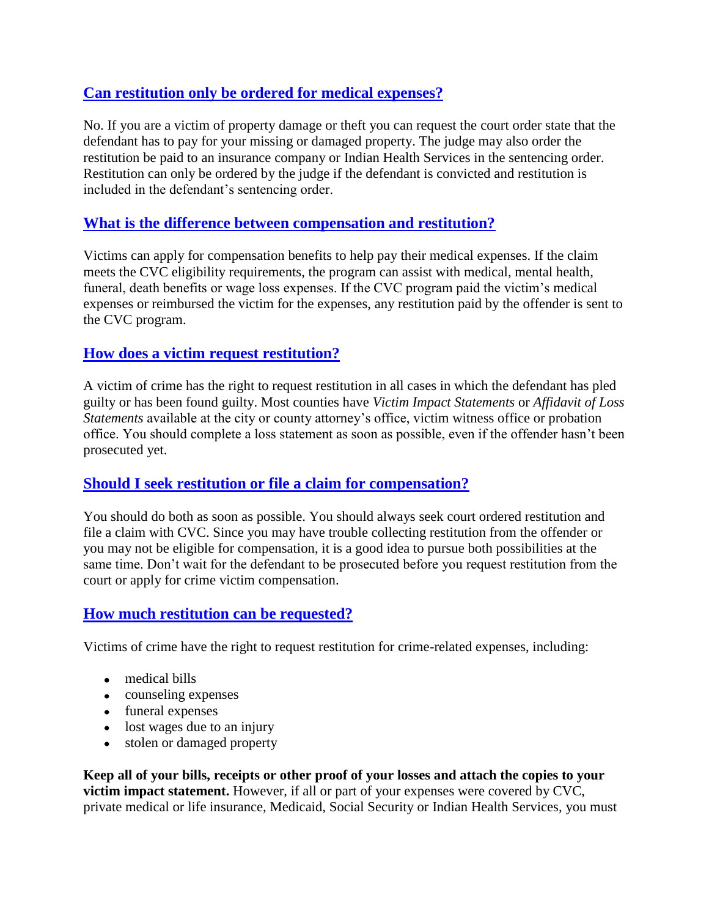## Can restitution only be ordered for medical expenses?

No. If you are a victim of property damage or theft you can request the court order state that the defendant has to pay for your missing or damaged property. The judge may also order the restitution be paid to an insurance company or Indian Health Services in the sentencing order. Restitution can only be ordered by the judge if the defendant is convicted and restitution is included in the defendant's sentencing order.

## What is the difference between compensation and restitution?

Victims can apply for compensation benefits to help pay their medical expenses. If the claim meets the CVC eligibility requirements, the program can assist with medical, mental health, funeral, death benefits or wage loss expenses. If the CVC program paid the victim's medical expenses or reimbursed the victim for the expenses, any restitution paid by the offender is sent to the CVC program.

## How does a victim request restitution?

A victim of crime has the right to request restitution in all cases in which the defendant has pled guilty or has been found guilty. Most counties have *Victim Impact Statements* or *Affidavit of Loss Statements* available at the city or county attorney's office, victim witness office or probation office. You should complete a loss statement as soon as possible, even if the offender hasn't been prosecuted yet.

## Should I seek restitution or file a claim for compensation?

You should do both as soon as possible. You should always seek court ordered restitution and file a claim with CVC. Since you may have trouble collecting restitution from the offender or you may not be eligible for compensation, it is a good idea to pursue both possibilities at the same time. Don't wait for the defendant to be prosecuted before you request restitution from the court or apply for crime victim compensation.

## How much restitution can be requested?

Victims of crime have the right to request restitution for crime-related expenses, including:

- medical bills
- counseling expenses
- funeral expenses
- lost wages due to an injury
- stolen or damaged property

**Keep all of your bills, receipts or other proof of your losses and attach the copies to your victim impact statement.** However, if all or part of your expenses were covered by CVC, private medical or life insurance, Medicaid, Social Security or Indian Health Services, you must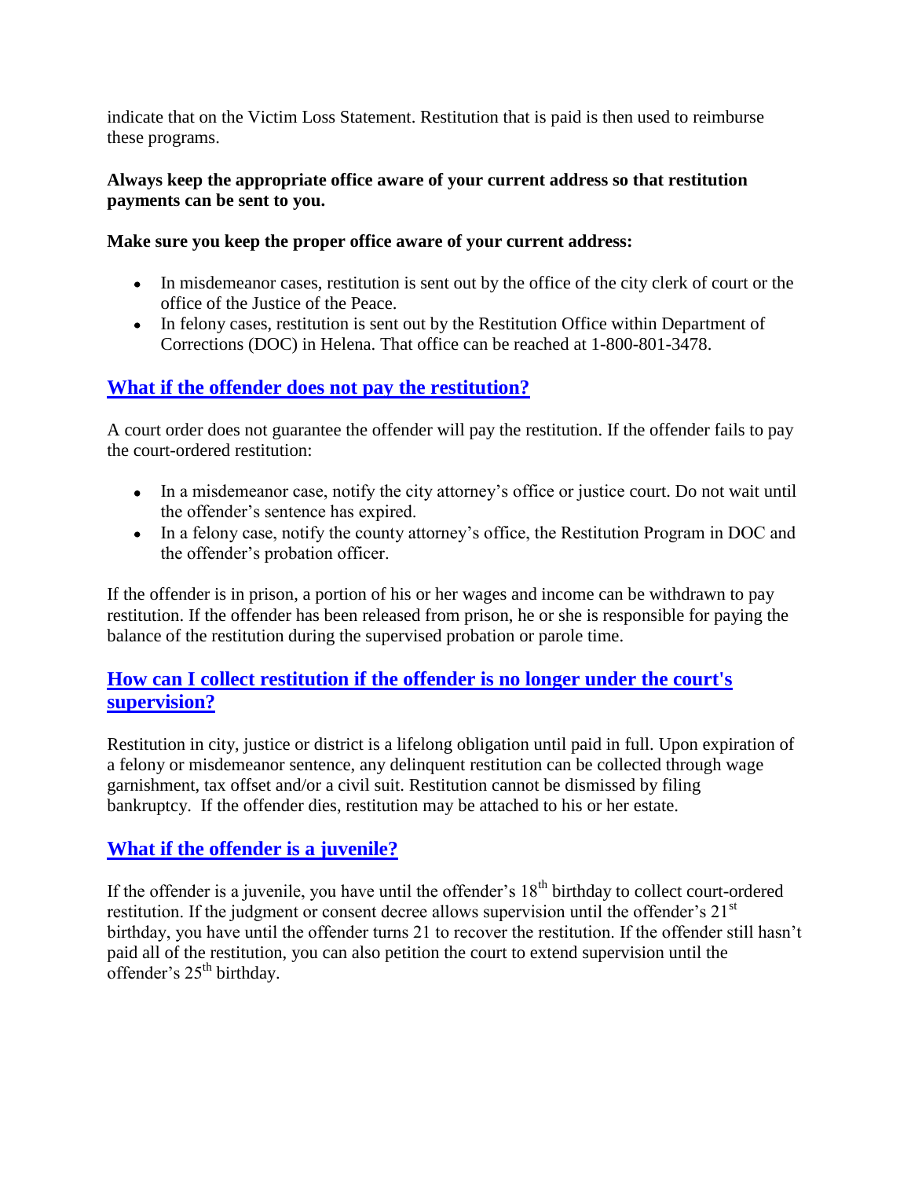indicate that on the Victim Loss Statement. Restitution that is paid is then used to reimburse these programs.

**Always keep the appropriate office aware of your current address so that restitution payments can be sent to you.**

**Make sure you keep the proper office aware of your current address:**

- In misdemeanor cases, restitution is sent out by the office of the city clerk of court or the office of the Justice of the Peace.
- In felony cases, restitution is sent out by the Restitution Office within Department of Corrections (DOC) in Helena. That office can be reached at 1-800-801-3478.

## What if the offender does not pay the restitution?

A court order does not guarantee the offender will pay the restitution. If the offender fails to pay the court-ordered restitution:

- In a misdemeanor case, notify the city attorney's office or justice court. Do not wait until the offender's sentence has expired.
- In a felony case, notify the county attorney's office, the Restitution Program in DOC and the offender's probation officer.

If the offender is in prison, a portion of his or her wages and income can be withdrawn to pay restitution. If the offender has been released from prison, he or she is responsible for paying the balance of the restitution during the supervised probation or parole time.

## How can I collect restitution if the offender is no longer under the court's supervision?

Restitution in city, justice or district is a lifelong obligation until paid in full. Upon expiration of a felony or misdemeanor sentence, any delinquent restitution can be collected through wage garnishment, tax offset and/or a civil suit. Restitution cannot be dismissed by filing bankruptcy. If the offender dies, restitution may be attached to his or her estate.

## What if the offender is a juvenile?

If the offender is a juvenile, you have until the offender's 18th birthday to collect court-ordered restitution. If the judgment or consent decree allows supervision until the offender's 21st birthday, you have until the offender turns 21 to recover the restitution. If the offender still hasn't paid all of the restitution, you can also petition the court to extend supervision until the offender's 25th birthday.